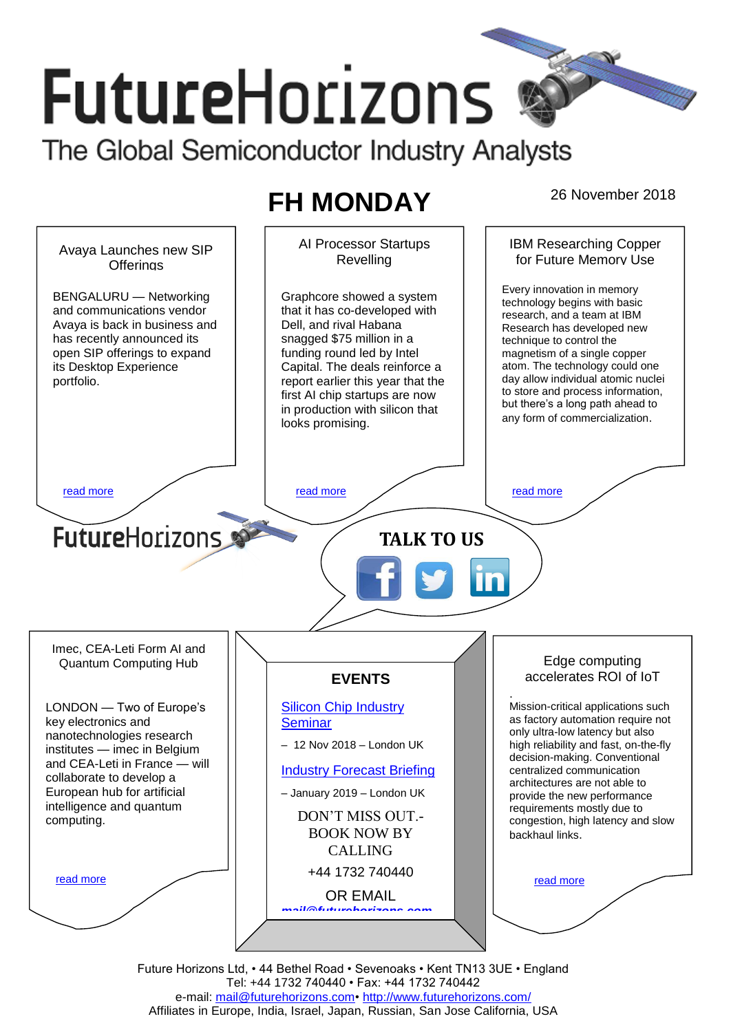# FutureHorizons

The Global Semiconductor Industry Analysts

## FH MONDAY

26 November 2018

### Avaya Launches new SIP Offerings

BENGALURU — Networking and communications vendor Avaya is back in business and has recently announced its open SIP offerings to expand its Desktop Experience portfolio.

read more

### AI Processor Startups Revelling

Graphcore showed a system that it has co-developed with Dell, and rival Habana snagged $75 million in a funding round led by Intel Capital. The deals reinforce a report earlier this year that the first AI chip startups are now in production with silicon that looks promising.

read more

### IBM Researching Copper for Future Memory Use

Every innovation in memory technology begins with basic research, and a team at IBM Research has developed new technique to control the magnetism of a single copper atom. The technology could one day allow individual atomic nuclei to store and process information, but there's a long path ahead to any form of commercialization.

read more

FutureHorizons

**TALK TO US**

### Imec, CEA-Leti Form AI and Quantum Computing Hub

LONDON — Two of Europe's key electronics and nanotechnologies research institutes — imec in Belgium and CEA-Leti in France — will collaborate to develop a European hub for artificial intelligence and quantum computing.

read more

### EVENTS

Silicon Chip Industry Seminar

– 12 Nov 2018 – London UK

Industry Forecast Briefing

– January 2019 – London UK

DON'T MISS OUT.- BOOK NOW BY CALLING

+44 1732 740440

OR EMAIL

mail@futurehorizons.com

### Edge computing accelerates ROI of IoT

Mission-critical applications such as factory automation require not only ultra-low latency but also high reliability and fast, on-the-fly decision-making. Conventional centralized communication architectures are not able to provide the new performance requirements mostly due to congestion, high latency and slow backhaul links.

read more

Future Horizons Ltd, • 44 Bethel Road • Sevenoaks • Kent TN13 3UE • England
Tel: +44 1732 740440 • Fax: +44 1732 740442
e-mail: mail@futurehorizons.com• http://www.futurehorizons.com/
Affiliates in Europe, India, Israel, Japan, Russian, San Jose California, USA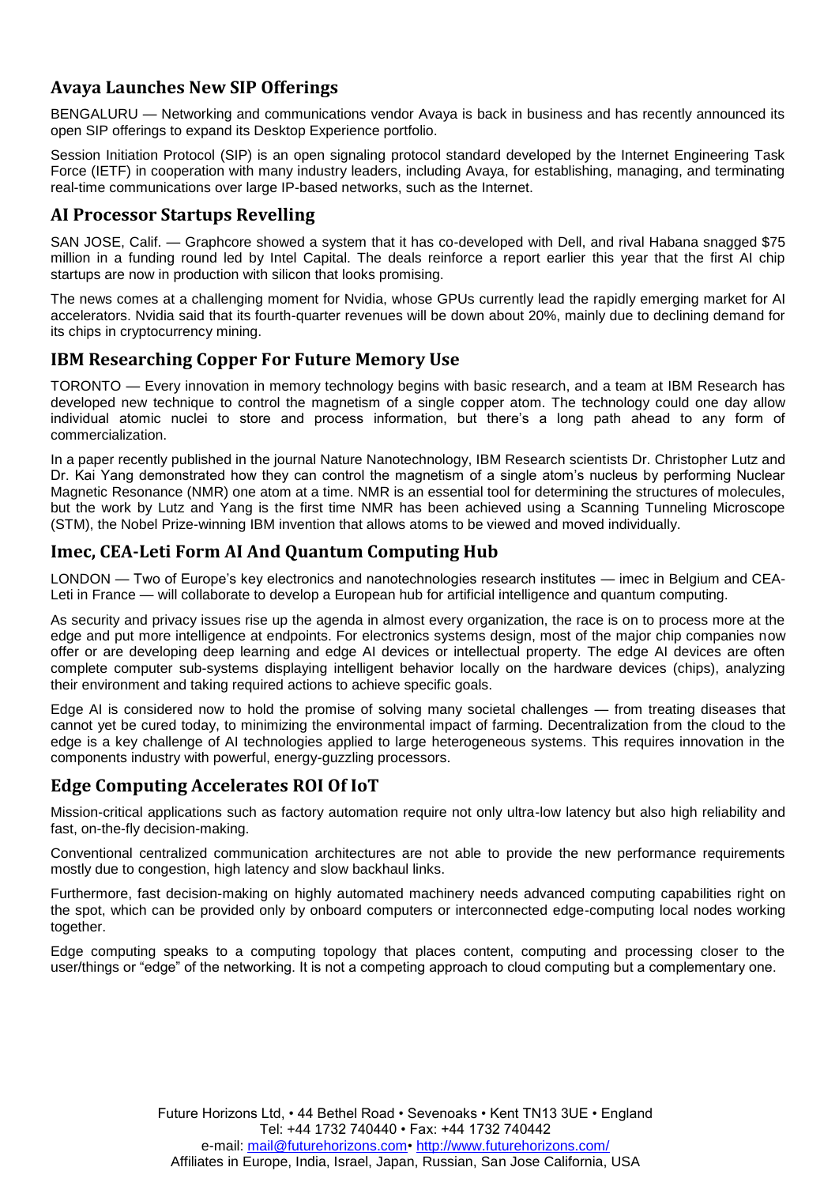## Avaya Launches New SIP Offerings

BENGALURU — Networking and communications vendor Avaya is back in business and has recently announced its open SIP offerings to expand its Desktop Experience portfolio.

Session Initiation Protocol (SIP) is an open signaling protocol standard developed by the Internet Engineering Task Force (IETF) in cooperation with many industry leaders, including Avaya, for establishing, managing, and terminating real-time communications over large IP-based networks, such as the Internet.

## AI Processor Startups Revelling

SAN JOSE, Calif. — Graphcore showed a system that it has co-developed with Dell, and rival Habana snagged $75 million in a funding round led by Intel Capital. The deals reinforce a report earlier this year that the first AI chip startups are now in production with silicon that looks promising.

The news comes at a challenging moment for Nvidia, whose GPUs currently lead the rapidly emerging market for AI accelerators. Nvidia said that its fourth-quarter revenues will be down about 20%, mainly due to declining demand for its chips in cryptocurrency mining.

## IBM Researching Copper For Future Memory Use

TORONTO — Every innovation in memory technology begins with basic research, and a team at IBM Research has developed new technique to control the magnetism of a single copper atom. The technology could one day allow individual atomic nuclei to store and process information, but there's a long path ahead to any form of commercialization.

In a paper recently published in the journal Nature Nanotechnology, IBM Research scientists Dr. Christopher Lutz and Dr. Kai Yang demonstrated how they can control the magnetism of a single atom's nucleus by performing Nuclear Magnetic Resonance (NMR) one atom at a time. NMR is an essential tool for determining the structures of molecules, but the work by Lutz and Yang is the first time NMR has been achieved using a Scanning Tunneling Microscope (STM), the Nobel Prize-winning IBM invention that allows atoms to be viewed and moved individually.

## Imec, CEA-Leti Form AI And Quantum Computing Hub

LONDON — Two of Europe's key electronics and nanotechnologies research institutes — imec in Belgium and CEA-Leti in France — will collaborate to develop a European hub for artificial intelligence and quantum computing.

As security and privacy issues rise up the agenda in almost every organization, the race is on to process more at the edge and put more intelligence at endpoints. For electronics systems design, most of the major chip companies now offer or are developing deep learning and edge AI devices or intellectual property. The edge AI devices are often complete computer sub-systems displaying intelligent behavior locally on the hardware devices (chips), analyzing their environment and taking required actions to achieve specific goals.

Edge AI is considered now to hold the promise of solving many societal challenges — from treating diseases that cannot yet be cured today, to minimizing the environmental impact of farming. Decentralization from the cloud to the edge is a key challenge of AI technologies applied to large heterogeneous systems. This requires innovation in the components industry with powerful, energy-guzzling processors.

## Edge Computing Accelerates ROI Of IoT

Mission-critical applications such as factory automation require not only ultra-low latency but also high reliability and fast, on-the-fly decision-making.

Conventional centralized communication architectures are not able to provide the new performance requirements mostly due to congestion, high latency and slow backhaul links.

Furthermore, fast decision-making on highly automated machinery needs advanced computing capabilities right on the spot, which can be provided only by onboard computers or interconnected edge-computing local nodes working together.

Edge computing speaks to a computing topology that places content, computing and processing closer to the user/things or "edge" of the networking. It is not a competing approach to cloud computing but a complementary one.

Future Horizons Ltd, • 44 Bethel Road • Sevenoaks • Kent TN13 3UE • England
Tel: +44 1732 740440 • Fax: +44 1732 740442
e-mail: mail@futurehorizons.com• http://www.futurehorizons.com/
Affiliates in Europe, India, Israel, Japan, Russian, San Jose California, USA